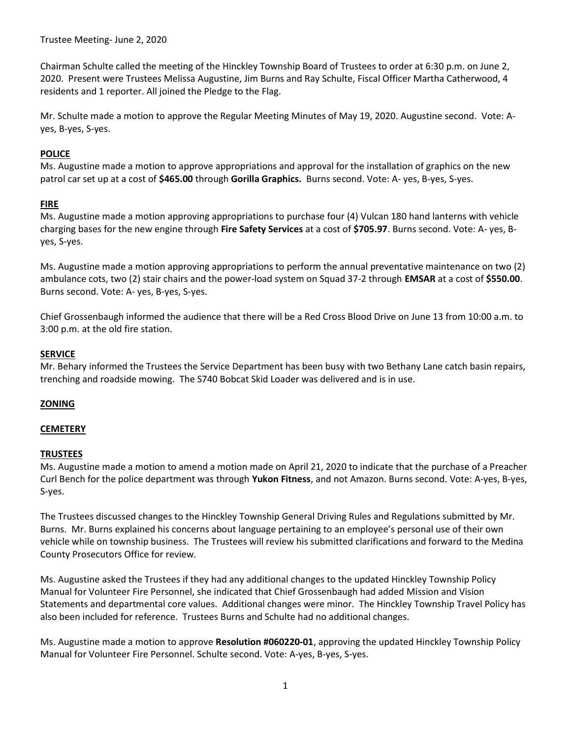Trustee Meeting- June 2, 2020

Chairman Schulte called the meeting of the Hinckley Township Board of Trustees to order at 6:30 p.m. on June 2, 2020. Present were Trustees Melissa Augustine, Jim Burns and Ray Schulte, Fiscal Officer Martha Catherwood, 4 residents and 1 reporter. All joined the Pledge to the Flag.

Mr. Schulte made a motion to approve the Regular Meeting Minutes of May 19, 2020. Augustine second. Vote: A-yes, B-yes, S-yes.

**POLICE**

Ms. Augustine made a motion to approve appropriations and approval for the installation of graphics on the new patrol car set up at a cost of **$465.00** through **Gorilla Graphics.** Burns second. Vote: A- yes, B-yes, S-yes.

**FIRE**

Ms. Augustine made a motion approving appropriations to purchase four (4) Vulcan 180 hand lanterns with vehicle charging bases for the new engine through **Fire Safety Services** at a cost of **$705.97**. Burns second. Vote: A- yes, B-yes, S-yes.

Ms. Augustine made a motion approving appropriations to perform the annual preventative maintenance on two (2) ambulance cots, two (2) stair chairs and the power-load system on Squad 37-2 through **EMSAR** at a cost of **$550.00**. Burns second. Vote: A- yes, B-yes, S-yes.

Chief Grossenbaugh informed the audience that there will be a Red Cross Blood Drive on June 13 from 10:00 a.m. to 3:00 p.m. at the old fire station.

**SERVICE**

Mr. Behary informed the Trustees the Service Department has been busy with two Bethany Lane catch basin repairs, trenching and roadside mowing. The S740 Bobcat Skid Loader was delivered and is in use.

**ZONING**

**CEMETERY**

**TRUSTEES**

Ms. Augustine made a motion to amend a motion made on April 21, 2020 to indicate that the purchase of a Preacher Curl Bench for the police department was through **Yukon Fitness**, and not Amazon. Burns second. Vote: A-yes, B-yes, S-yes.

The Trustees discussed changes to the Hinckley Township General Driving Rules and Regulations submitted by Mr. Burns. Mr. Burns explained his concerns about language pertaining to an employee's personal use of their own vehicle while on township business. The Trustees will review his submitted clarifications and forward to the Medina County Prosecutors Office for review.

Ms. Augustine asked the Trustees if they had any additional changes to the updated Hinckley Township Policy Manual for Volunteer Fire Personnel, she indicated that Chief Grossenbaugh had added Mission and Vision Statements and departmental core values. Additional changes were minor. The Hinckley Township Travel Policy has also been included for reference. Trustees Burns and Schulte had no additional changes.

Ms. Augustine made a motion to approve **Resolution #060220-01**, approving the updated Hinckley Township Policy Manual for Volunteer Fire Personnel. Schulte second. Vote: A-yes, B-yes, S-yes.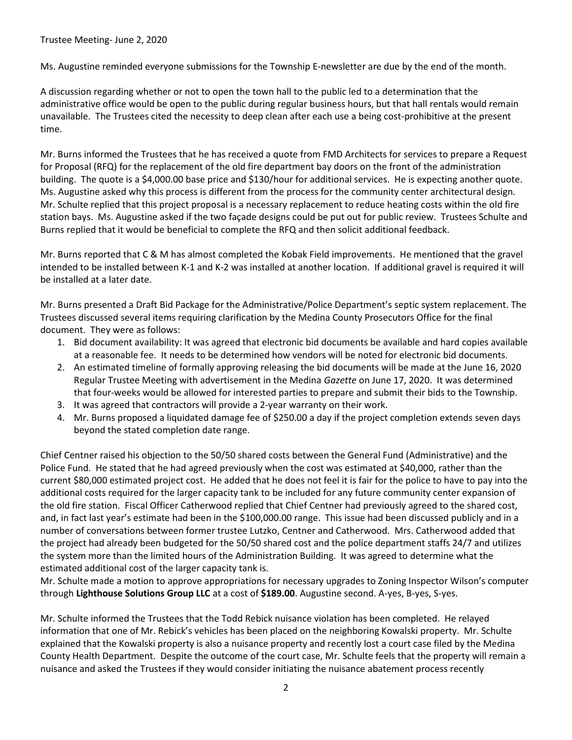Trustee Meeting- June 2, 2020

Ms. Augustine reminded everyone submissions for the Township E-newsletter are due by the end of the month.

A discussion regarding whether or not to open the town hall to the public led to a determination that the administrative office would be open to the public during regular business hours, but that hall rentals would remain unavailable. The Trustees cited the necessity to deep clean after each use a being cost-prohibitive at the present time.

Mr. Burns informed the Trustees that he has received a quote from FMD Architects for services to prepare a Request for Proposal (RFQ) for the replacement of the old fire department bay doors on the front of the administration building. The quote is a $4,000.00 base price and $130/hour for additional services. He is expecting another quote. Ms. Augustine asked why this process is different from the process for the community center architectural design. Mr. Schulte replied that this project proposal is a necessary replacement to reduce heating costs within the old fire station bays. Ms. Augustine asked if the two façade designs could be put out for public review. Trustees Schulte and Burns replied that it would be beneficial to complete the RFQ and then solicit additional feedback.

Mr. Burns reported that C & M has almost completed the Kobak Field improvements. He mentioned that the gravel intended to be installed between K-1 and K-2 was installed at another location. If additional gravel is required it will be installed at a later date.

Mr. Burns presented a Draft Bid Package for the Administrative/Police Department's septic system replacement. The Trustees discussed several items requiring clarification by the Medina County Prosecutors Office for the final document. They were as follows:

1. Bid document availability: It was agreed that electronic bid documents be available and hard copies available at a reasonable fee. It needs to be determined how vendors will be noted for electronic bid documents.
2. An estimated timeline of formally approving releasing the bid documents will be made at the June 16, 2020 Regular Trustee Meeting with advertisement in the Medina *Gazette* on June 17, 2020. It was determined that four-weeks would be allowed for interested parties to prepare and submit their bids to the Township.
3. It was agreed that contractors will provide a 2-year warranty on their work.
4. Mr. Burns proposed a liquidated damage fee of $250.00 a day if the project completion extends seven days beyond the stated completion date range.

Chief Centner raised his objection to the 50/50 shared costs between the General Fund (Administrative) and the Police Fund. He stated that he had agreed previously when the cost was estimated at $40,000, rather than the current $80,000 estimated project cost. He added that he does not feel it is fair for the police to have to pay into the additional costs required for the larger capacity tank to be included for any future community center expansion of the old fire station. Fiscal Officer Catherwood replied that Chief Centner had previously agreed to the shared cost, and, in fact last year's estimate had been in the $100,000.00 range. This issue had been discussed publicly and in a number of conversations between former trustee Lutzko, Centner and Catherwood. Mrs. Catherwood added that the project had already been budgeted for the 50/50 shared cost and the police department staffs 24/7 and utilizes the system more than the limited hours of the Administration Building. It was agreed to determine what the estimated additional cost of the larger capacity tank is.

Mr. Schulte made a motion to approve appropriations for necessary upgrades to Zoning Inspector Wilson's computer through **Lighthouse Solutions Group LLC** at a cost of **$189.00**. Augustine second. A-yes, B-yes, S-yes.

Mr. Schulte informed the Trustees that the Todd Rebick nuisance violation has been completed. He relayed information that one of Mr. Rebick's vehicles has been placed on the neighboring Kowalski property. Mr. Schulte explained that the Kowalski property is also a nuisance property and recently lost a court case filed by the Medina County Health Department. Despite the outcome of the court case, Mr. Schulte feels that the property will remain a nuisance and asked the Trustees if they would consider initiating the nuisance abatement process recently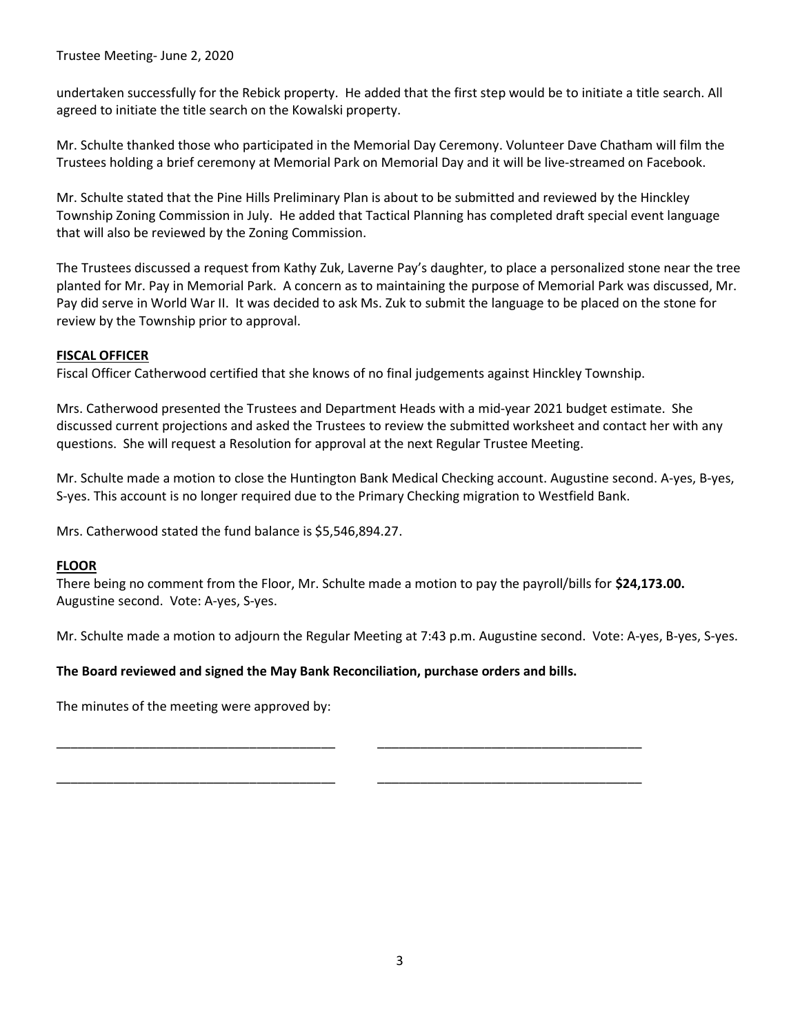undertaken successfully for the Rebick property. He added that the first step would be to initiate a title search. All agreed to initiate the title search on the Kowalski property.

Mr. Schulte thanked those who participated in the Memorial Day Ceremony. Volunteer Dave Chatham will film the Trustees holding a brief ceremony at Memorial Park on Memorial Day and it will be live-streamed on Facebook.

Mr. Schulte stated that the Pine Hills Preliminary Plan is about to be submitted and reviewed by the Hinckley Township Zoning Commission in July. He added that Tactical Planning has completed draft special event language that will also be reviewed by the Zoning Commission.

The Trustees discussed a request from Kathy Zuk, Laverne Pay's daughter, to place a personalized stone near the tree planted for Mr. Pay in Memorial Park. A concern as to maintaining the purpose of Memorial Park was discussed, Mr. Pay did serve in World War II. It was decided to ask Ms. Zuk to submit the language to be placed on the stone for review by the Township prior to approval.

**FISCAL OFFICER**

Fiscal Officer Catherwood certified that she knows of no final judgements against Hinckley Township.

Mrs. Catherwood presented the Trustees and Department Heads with a mid-year 2021 budget estimate. She discussed current projections and asked the Trustees to review the submitted worksheet and contact her with any questions. She will request a Resolution for approval at the next Regular Trustee Meeting.

Mr. Schulte made a motion to close the Huntington Bank Medical Checking account. Augustine second. A-yes, B-yes, S-yes. This account is no longer required due to the Primary Checking migration to Westfield Bank.

Mrs. Catherwood stated the fund balance is $5,546,894.27.

**FLOOR**

There being no comment from the Floor, Mr. Schulte made a motion to pay the payroll/bills for **$24,173.00.** Augustine second. Vote: A-yes, S-yes.

Mr. Schulte made a motion to adjourn the Regular Meeting at 7:43 p.m. Augustine second. Vote: A-yes, B-yes, S-yes.

**The Board reviewed and signed the May Bank Reconciliation, purchase orders and bills.**

The minutes of the meeting were approved by:

\_\_\_\_\_\_\_\_\_\_\_\_\_\_\_\_\_\_\_\_\_\_\_\_\_\_\_\_\_\_\_\_\_\_\_\_\_\_\_\_ \_\_\_\_\_\_\_\_\_\_\_\_\_\_\_\_\_\_\_\_\_\_\_\_\_\_\_\_\_\_\_\_\_\_\_\_\_\_\_\_

\_\_\_\_\_\_\_\_\_\_\_\_\_\_\_\_\_\_\_\_\_\_\_\_\_\_\_\_\_\_\_\_\_\_\_\_\_\_\_\_ \_\_\_\_\_\_\_\_\_\_\_\_\_\_\_\_\_\_\_\_\_\_\_\_\_\_\_\_\_\_\_\_\_\_\_\_\_\_\_\_